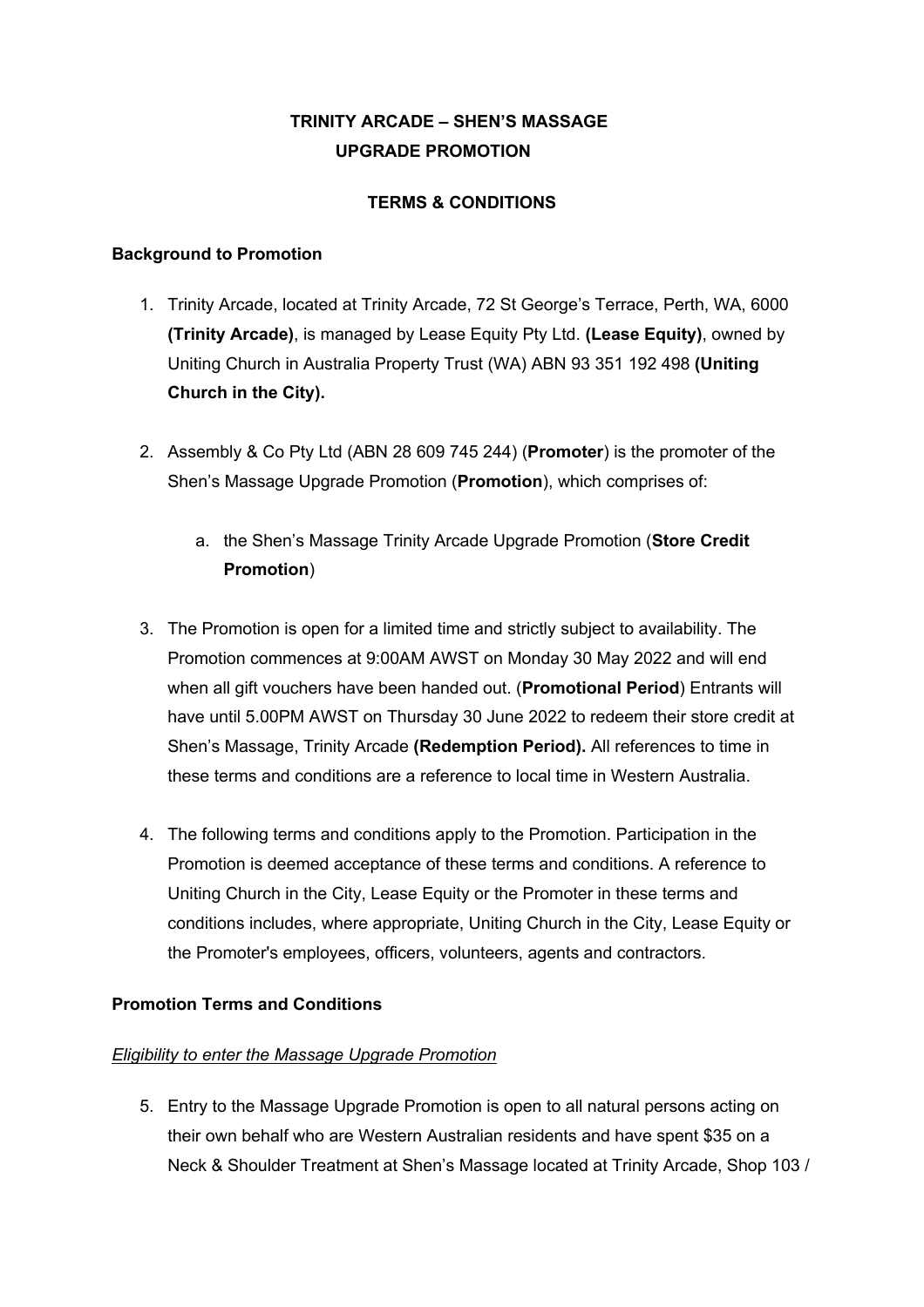# TRINITY ARCADE – SHEN'S MASSAGE UPGRADE PROMOTION

## TERMS & CONDITIONS

### Background to Promotion

1. Trinity Arcade, located at Trinity Arcade, 72 St George's Terrace, Perth, WA, 6000 **(Trinity Arcade)**, is managed by Lease Equity Pty Ltd. **(Lease Equity)**, owned by Uniting Church in Australia Property Trust (WA) ABN 93 351 192 498 **(Uniting Church in the City).**

2. Assembly & Co Pty Ltd (ABN 28 609 745 244) (**Promoter**) is the promoter of the Shen's Massage Upgrade Promotion (**Promotion**), which comprises of:

   a. the Shen's Massage Trinity Arcade Upgrade Promotion (**Store Credit Promotion**)

3. The Promotion is open for a limited time and strictly subject to availability. The Promotion commences at 9:00AM AWST on Monday 30 May 2022 and will end when all gift vouchers have been handed out. (**Promotional Period**) Entrants will have until 5.00PM AWST on Thursday 30 June 2022 to redeem their store credit at Shen's Massage, Trinity Arcade **(Redemption Period).** All references to time in these terms and conditions are a reference to local time in Western Australia.

4. The following terms and conditions apply to the Promotion. Participation in the Promotion is deemed acceptance of these terms and conditions. A reference to Uniting Church in the City, Lease Equity or the Promoter in these terms and conditions includes, where appropriate, Uniting Church in the City, Lease Equity or the Promoter's employees, officers, volunteers, agents and contractors.

### Promotion Terms and Conditions

*Eligibility to enter the Massage Upgrade Promotion*

5. Entry to the Massage Upgrade Promotion is open to all natural persons acting on their own behalf who are Western Australian residents and have spent $35 on a Neck & Shoulder Treatment at Shen's Massage located at Trinity Arcade, Shop 103 /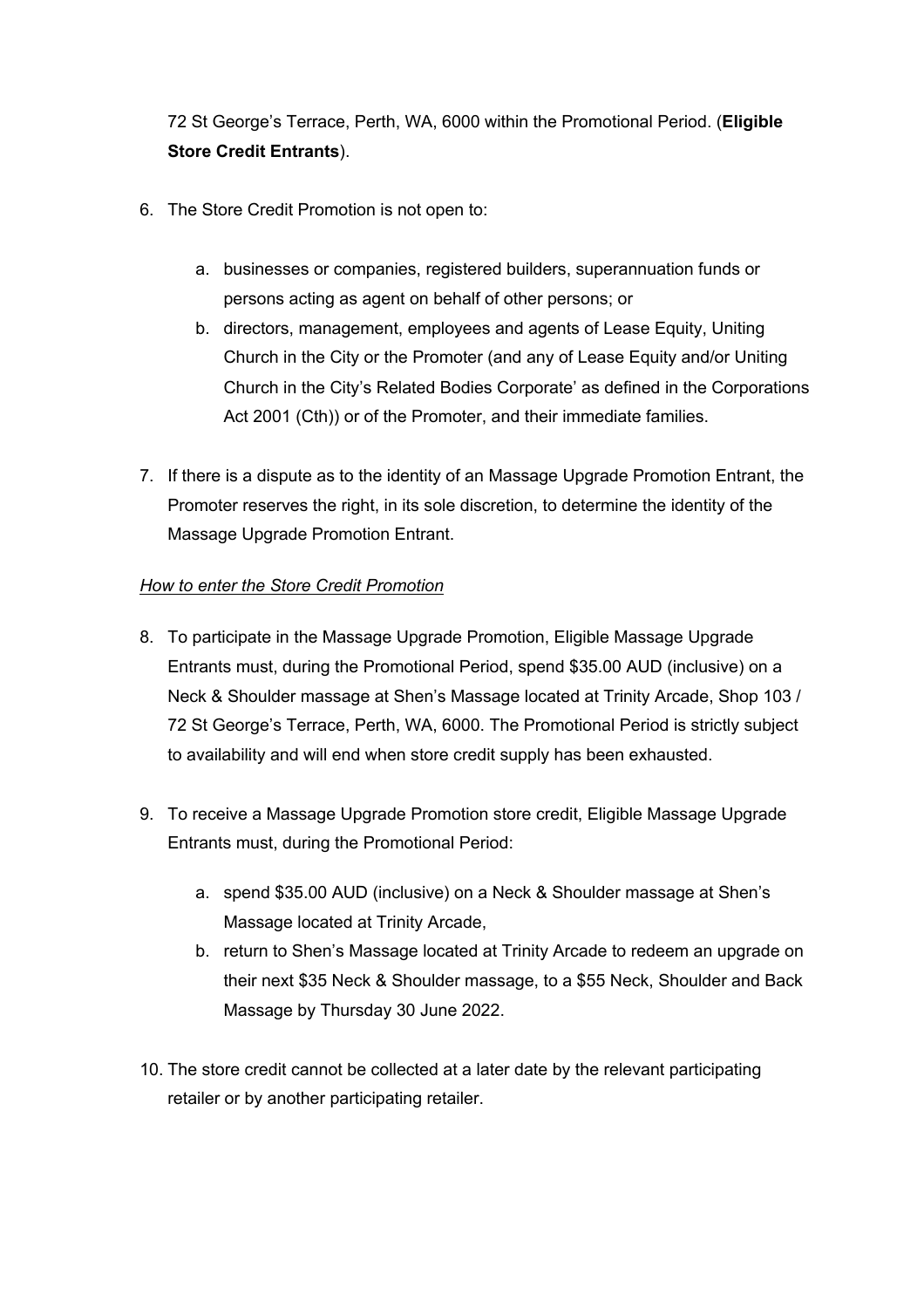72 St George's Terrace, Perth, WA, 6000 within the Promotional Period. (**Eligible Store Credit Entrants**).

6. The Store Credit Promotion is not open to:

    a. businesses or companies, registered builders, superannuation funds or persons acting as agent on behalf of other persons; or
    b. directors, management, employees and agents of Lease Equity, Uniting Church in the City or the Promoter (and any of Lease Equity and/or Uniting Church in the City's Related Bodies Corporate' as defined in the Corporations Act 2001 (Cth)) or of the Promoter, and their immediate families.

7. If there is a dispute as to the identity of an Massage Upgrade Promotion Entrant, the Promoter reserves the right, in its sole discretion, to determine the identity of the Massage Upgrade Promotion Entrant.

*How to enter the Store Credit Promotion*

8. To participate in the Massage Upgrade Promotion, Eligible Massage Upgrade Entrants must, during the Promotional Period, spend $35.00 AUD (inclusive) on a Neck & Shoulder massage at Shen's Massage located at Trinity Arcade, Shop 103 / 72 St George's Terrace, Perth, WA, 6000. The Promotional Period is strictly subject to availability and will end when store credit supply has been exhausted.

9. To receive a Massage Upgrade Promotion store credit, Eligible Massage Upgrade Entrants must, during the Promotional Period:

    a. spend $35.00 AUD (inclusive) on a Neck & Shoulder massage at Shen's Massage located at Trinity Arcade,
    b. return to Shen's Massage located at Trinity Arcade to redeem an upgrade on their next $35 Neck & Shoulder massage, to a $55 Neck, Shoulder and Back Massage by Thursday 30 June 2022.

10. The store credit cannot be collected at a later date by the relevant participating retailer or by another participating retailer.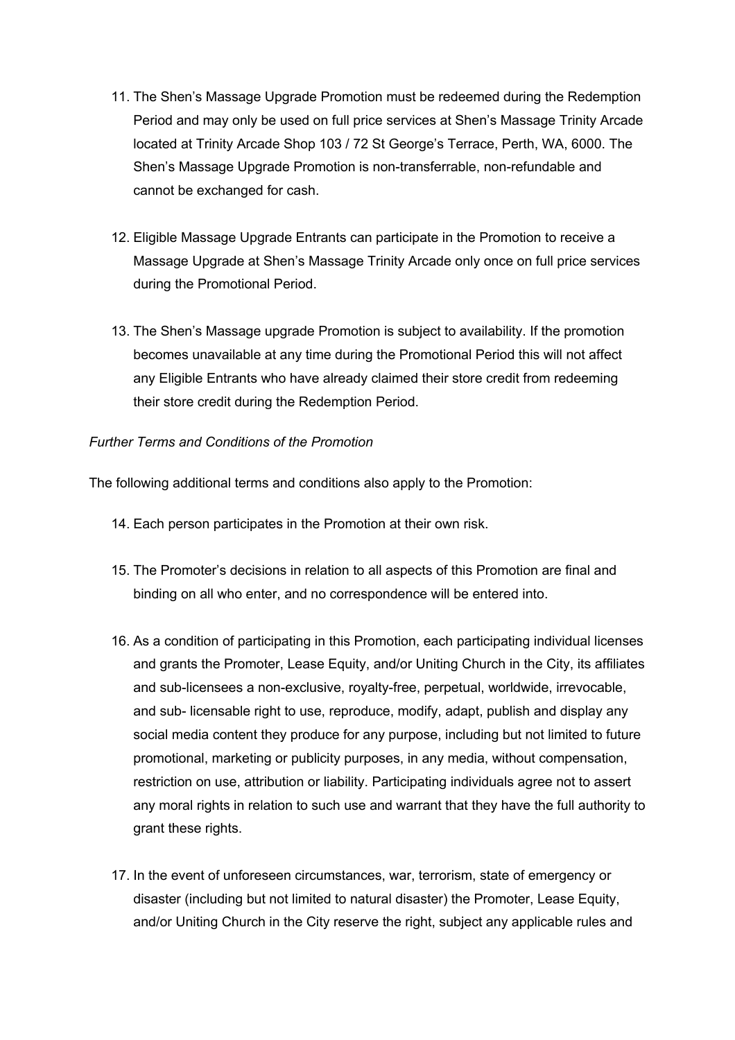11. The Shen's Massage Upgrade Promotion must be redeemed during the Redemption Period and may only be used on full price services at Shen's Massage Trinity Arcade located at Trinity Arcade Shop 103 / 72 St George's Terrace, Perth, WA, 6000. The Shen's Massage Upgrade Promotion is non-transferrable, non-refundable and cannot be exchanged for cash.

12. Eligible Massage Upgrade Entrants can participate in the Promotion to receive a Massage Upgrade at Shen's Massage Trinity Arcade only once on full price services during the Promotional Period.

13. The Shen's Massage upgrade Promotion is subject to availability. If the promotion becomes unavailable at any time during the Promotional Period this will not affect any Eligible Entrants who have already claimed their store credit from redeeming their store credit during the Redemption Period.

*Further Terms and Conditions of the Promotion*

The following additional terms and conditions also apply to the Promotion:

14. Each person participates in the Promotion at their own risk.

15. The Promoter's decisions in relation to all aspects of this Promotion are final and binding on all who enter, and no correspondence will be entered into.

16. As a condition of participating in this Promotion, each participating individual licenses and grants the Promoter, Lease Equity, and/or Uniting Church in the City, its affiliates and sub-licensees a non-exclusive, royalty-free, perpetual, worldwide, irrevocable, and sub- licensable right to use, reproduce, modify, adapt, publish and display any social media content they produce for any purpose, including but not limited to future promotional, marketing or publicity purposes, in any media, without compensation, restriction on use, attribution or liability. Participating individuals agree not to assert any moral rights in relation to such use and warrant that they have the full authority to grant these rights.

17. In the event of unforeseen circumstances, war, terrorism, state of emergency or disaster (including but not limited to natural disaster) the Promoter, Lease Equity, and/or Uniting Church in the City reserve the right, subject any applicable rules and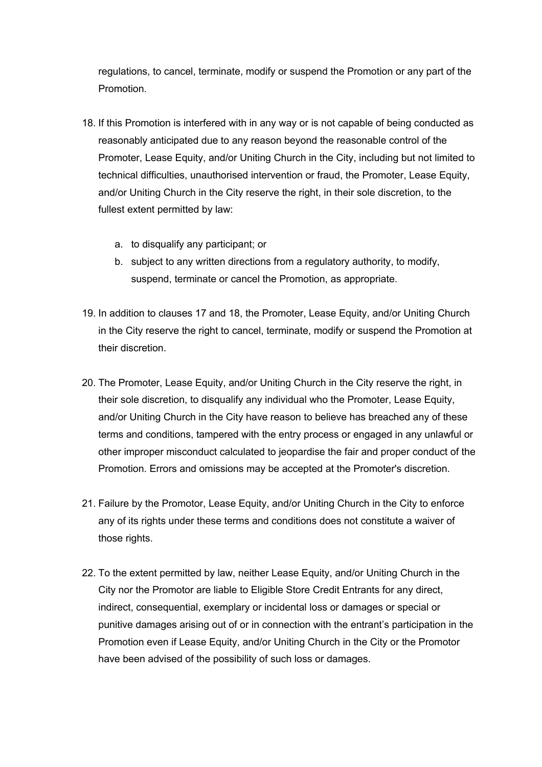regulations, to cancel, terminate, modify or suspend the Promotion or any part of the Promotion.

18. If this Promotion is interfered with in any way or is not capable of being conducted as reasonably anticipated due to any reason beyond the reasonable control of the Promoter, Lease Equity, and/or Uniting Church in the City, including but not limited to technical difficulties, unauthorised intervention or fraud, the Promoter, Lease Equity, and/or Uniting Church in the City reserve the right, in their sole discretion, to the fullest extent permitted by law:

    a. to disqualify any participant; or
    b. subject to any written directions from a regulatory authority, to modify, suspend, terminate or cancel the Promotion, as appropriate.

19. In addition to clauses 17 and 18, the Promoter, Lease Equity, and/or Uniting Church in the City reserve the right to cancel, terminate, modify or suspend the Promotion at their discretion.

20. The Promoter, Lease Equity, and/or Uniting Church in the City reserve the right, in their sole discretion, to disqualify any individual who the Promoter, Lease Equity, and/or Uniting Church in the City have reason to believe has breached any of these terms and conditions, tampered with the entry process or engaged in any unlawful or other improper misconduct calculated to jeopardise the fair and proper conduct of the Promotion. Errors and omissions may be accepted at the Promoter's discretion.

21. Failure by the Promotor, Lease Equity, and/or Uniting Church in the City to enforce any of its rights under these terms and conditions does not constitute a waiver of those rights.

22. To the extent permitted by law, neither Lease Equity, and/or Uniting Church in the City nor the Promotor are liable to Eligible Store Credit Entrants for any direct, indirect, consequential, exemplary or incidental loss or damages or special or punitive damages arising out of or in connection with the entrant's participation in the Promotion even if Lease Equity, and/or Uniting Church in the City or the Promotor have been advised of the possibility of such loss or damages.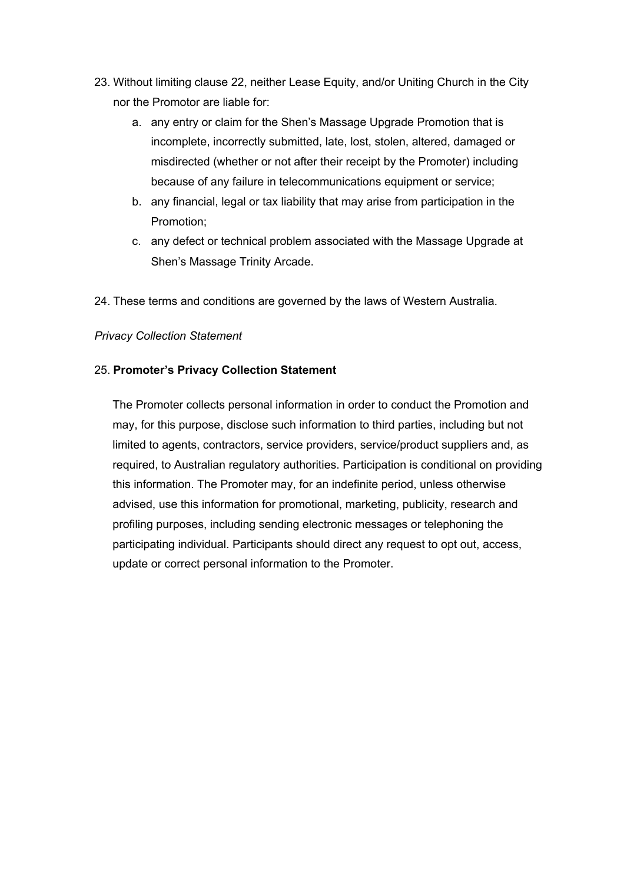23. Without limiting clause 22, neither Lease Equity, and/or Uniting Church in the City nor the Promotor are liable for:
    a. any entry or claim for the Shen's Massage Upgrade Promotion that is incomplete, incorrectly submitted, late, lost, stolen, altered, damaged or misdirected (whether or not after their receipt by the Promoter) including because of any failure in telecommunications equipment or service;
    b. any financial, legal or tax liability that may arise from participation in the Promotion;
    c. any defect or technical problem associated with the Massage Upgrade at Shen's Massage Trinity Arcade.

24. These terms and conditions are governed by the laws of Western Australia.

*Privacy Collection Statement*

25. **Promoter's Privacy Collection Statement**

    The Promoter collects personal information in order to conduct the Promotion and may, for this purpose, disclose such information to third parties, including but not limited to agents, contractors, service providers, service/product suppliers and, as required, to Australian regulatory authorities. Participation is conditional on providing this information. The Promoter may, for an indefinite period, unless otherwise advised, use this information for promotional, marketing, publicity, research and profiling purposes, including sending electronic messages or telephoning the participating individual. Participants should direct any request to opt out, access, update or correct personal information to the Promoter.